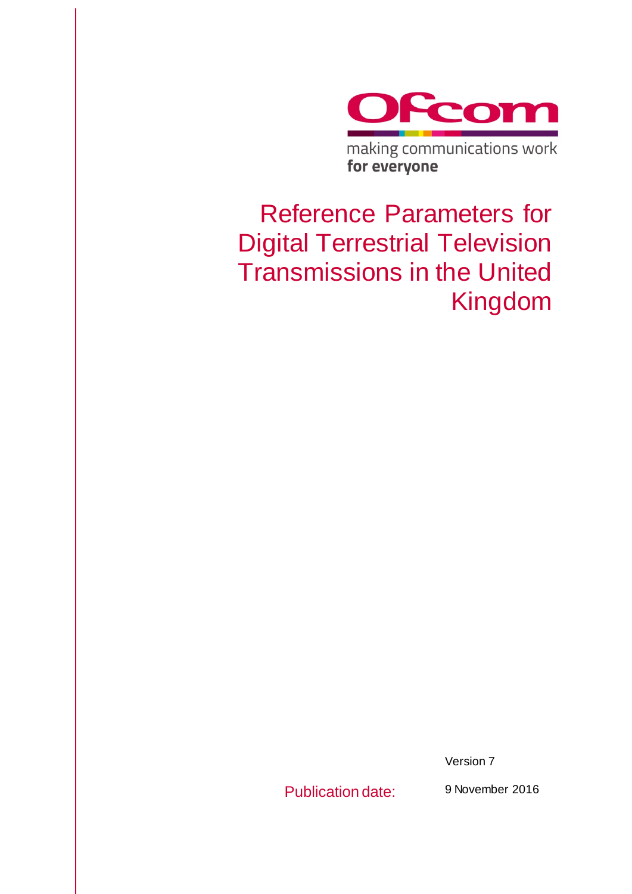Ofcom

making communications work
**for everyone**

# Reference Parameters for Digital Terrestrial Television Transmissions in the United Kingdom

Version 7

Publication date: 9 November 2016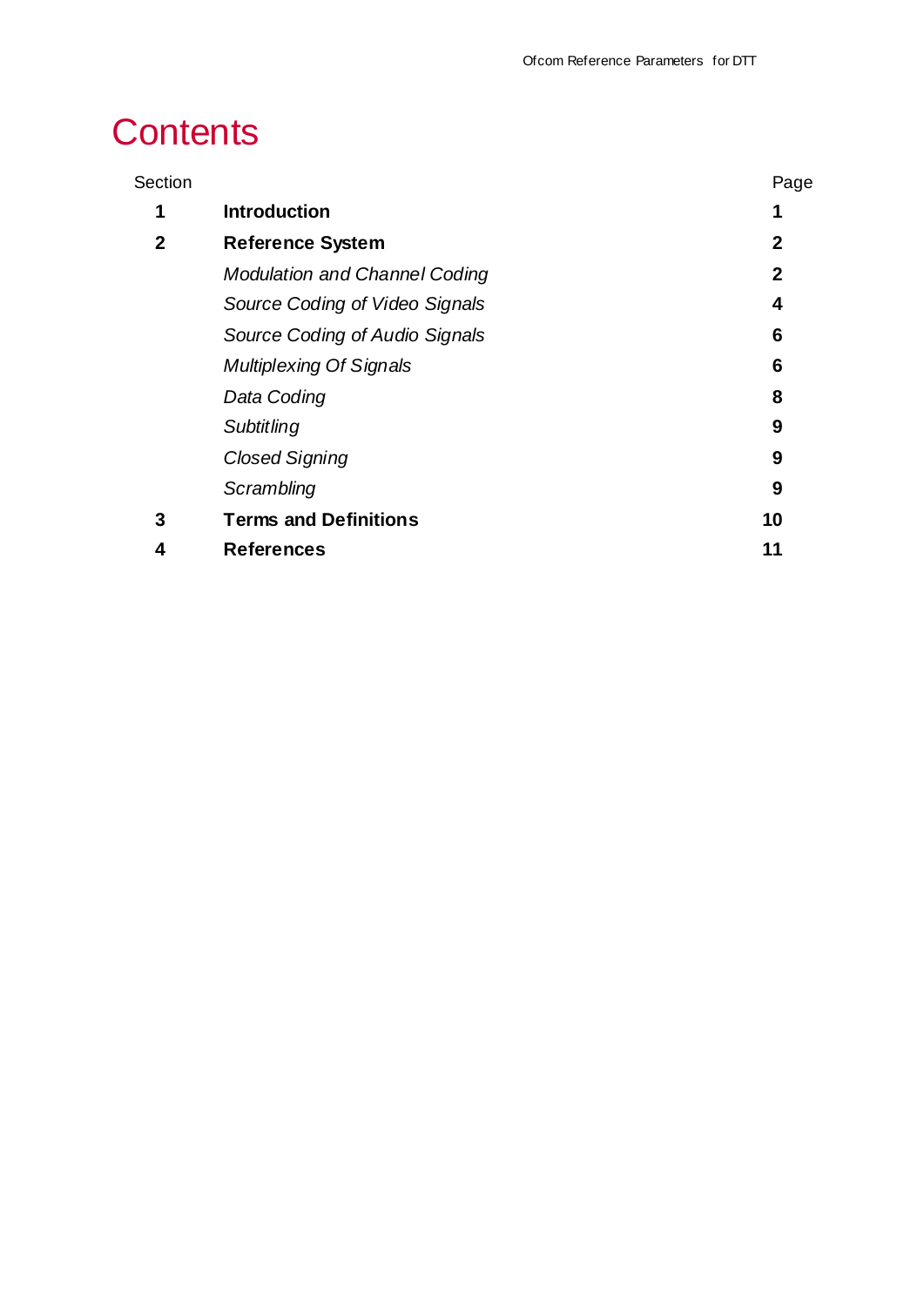# Contents

| Section | | Page |
|---|---|---|
| **1** | **Introduction** | **1** |
| **2** | **Reference System** | **2** |
| | *Modulation and Channel Coding* | **2** |
| | *Source Coding of Video Signals* | **4** |
| | *Source Coding of Audio Signals* | **6** |
| | *Multiplexing Of Signals* | **6** |
| | *Data Coding* | **8** |
| | *Subtitling* | **9** |
| | *Closed Signing* | **9** |
| | *Scrambling* | **9** |
| **3** | **Terms and Definitions** | **10** |
| **4** | **References** | **11** |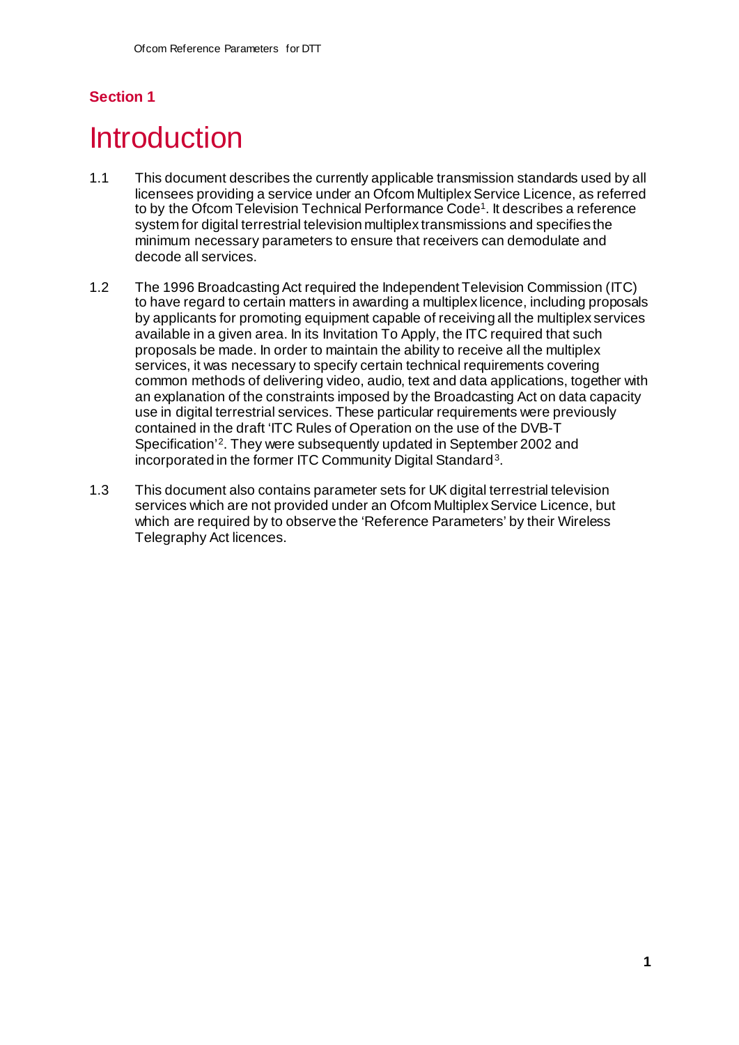## Section 1

# Introduction

1.1 This document describes the currently applicable transmission standards used by all licensees providing a service under an Ofcom Multiplex Service Licence, as referred to by the Ofcom Television Technical Performance Code[1]. It describes a reference system for digital terrestrial television multiplex transmissions and specifies the minimum necessary parameters to ensure that receivers can demodulate and decode all services.

1.2 The 1996 Broadcasting Act required the Independent Television Commission (ITC) to have regard to certain matters in awarding a multiplex licence, including proposals by applicants for promoting equipment capable of receiving all the multiplex services available in a given area. In its Invitation To Apply, the ITC required that such proposals be made. In order to maintain the ability to receive all the multiplex services, it was necessary to specify certain technical requirements covering common methods of delivering video, audio, text and data applications, together with an explanation of the constraints imposed by the Broadcasting Act on data capacity use in digital terrestrial services. These particular requirements were previously contained in the draft 'ITC Rules of Operation on the use of the DVB-T Specification'[2]. They were subsequently updated in September 2002 and incorporated in the former ITC Community Digital Standard[3].

1.3 This document also contains parameter sets for UK digital terrestrial television services which are not provided under an Ofcom Multiplex Service Licence, but which are required by to observe the 'Reference Parameters' by their Wireless Telegraphy Act licences.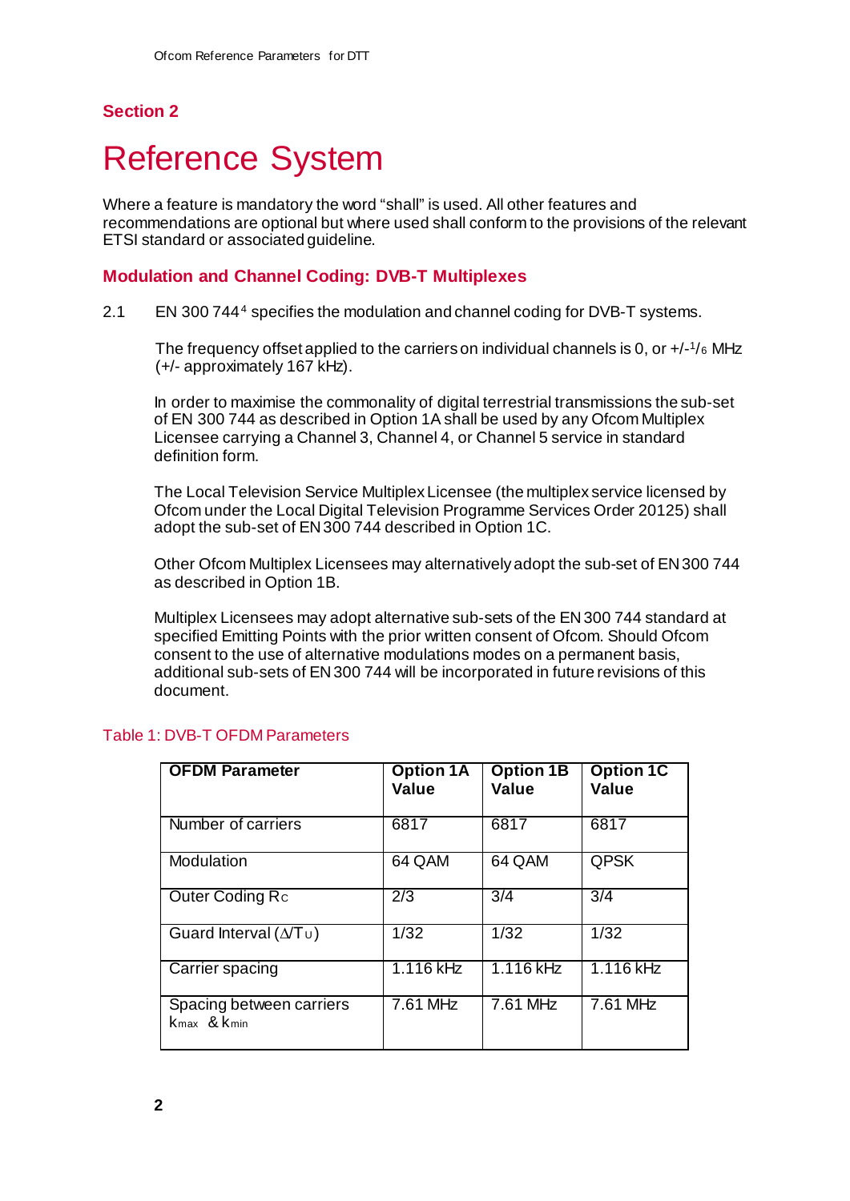## Section 2

# Reference System

Where a feature is mandatory the word "shall" is used. All other features and recommendations are optional but where used shall conform to the provisions of the relevant ETSI standard or associated guideline.

### Modulation and Channel Coding: DVB-T Multiplexes

2.1 EN 300 744[4] specifies the modulation and channel coding for DVB-T systems.

The frequency offset applied to the carriers on individual channels is 0, or +/-$^{1}/_{6}$ MHz (+/- approximately 167 kHz).

In order to maximise the commonality of digital terrestrial transmissions the sub-set of EN 300 744 as described in Option 1A shall be used by any Ofcom Multiplex Licensee carrying a Channel 3, Channel 4, or Channel 5 service in standard definition form.

The Local Television Service Multiplex Licensee (the multiplex service licensed by Ofcom under the Local Digital Television Programme Services Order 20125) shall adopt the sub-set of EN 300 744 described in Option 1C.

Other Ofcom Multiplex Licensees may alternatively adopt the sub-set of EN 300 744 as described in Option 1B.

Multiplex Licensees may adopt alternative sub-sets of the EN 300 744 standard at specified Emitting Points with the prior written consent of Ofcom. Should Ofcom consent to the use of alternative modulations modes on a permanent basis, additional sub-sets of EN 300 744 will be incorporated in future revisions of this document.

Table 1: DVB-T OFDM Parameters

| OFDM Parameter | Option 1A Value | Option 1B Value | Option 1C Value |
|---|---|---|---|
| Number of carriers | 6817 | 6817 | 6817 |
| Modulation | 64 QAM | 64 QAM | QPSK |
| Outer Coding $R_C$ | 2/3 | 3/4 | 3/4 |
| Guard Interval ($\Delta/T_U$) | 1/32 | 1/32 | 1/32 |
| Carrier spacing | 1.116 kHz | 1.116 kHz | 1.116 kHz |
| Spacing between carriers $k_{max}$ & $k_{min}$ | 7.61 MHz | 7.61 MHz | 7.61 MHz |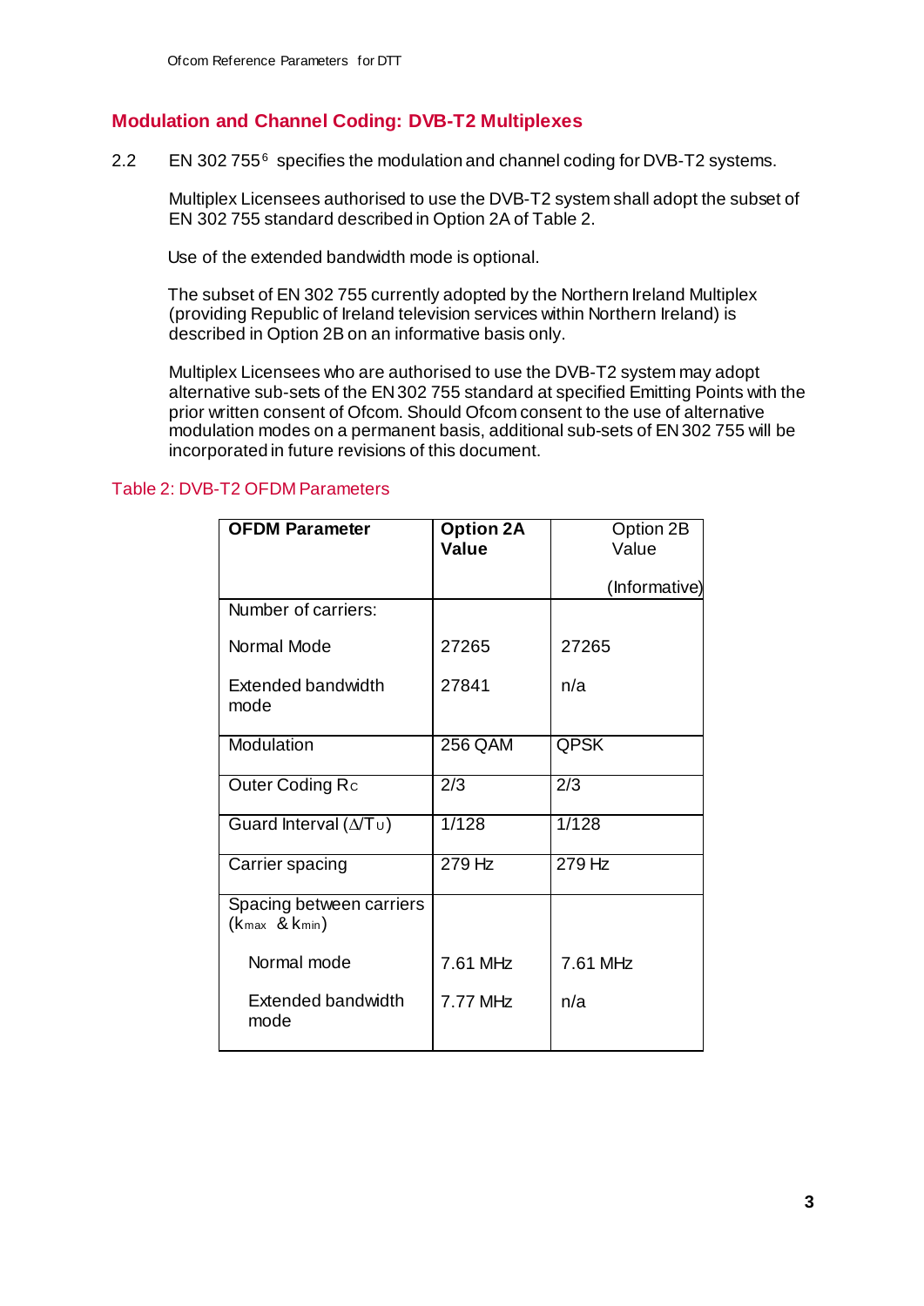## Modulation and Channel Coding: DVB-T2 Multiplexes

2.2 EN 302 755[6] specifies the modulation and channel coding for DVB-T2 systems.

Multiplex Licensees authorised to use the DVB-T2 system shall adopt the subset of EN 302 755 standard described in Option 2A of Table 2.

Use of the extended bandwidth mode is optional.

The subset of EN 302 755 currently adopted by the Northern Ireland Multiplex (providing Republic of Ireland television services within Northern Ireland) is described in Option 2B on an informative basis only.

Multiplex Licensees who are authorised to use the DVB-T2 system may adopt alternative sub-sets of the EN 302 755 standard at specified Emitting Points with the prior written consent of Ofcom. Should Ofcom consent to the use of alternative modulation modes on a permanent basis, additional sub-sets of EN 302 755 will be incorporated in future revisions of this document.

Table 2: DVB-T2 OFDM Parameters

| **OFDM Parameter** | **Option 2A Value** | Option 2B Value (Informative) |
|---|---|---|
| Number of carriers: | | |
| Normal Mode | 27265 | 27265 |
| Extended bandwidth mode | 27841 | n/a |
| Modulation | 256 QAM | QPSK |
| Outer Coding $R_c$ | 2/3 | 2/3 |
| Guard Interval ($\Delta/T_U$) | 1/128 | 1/128 |
| Carrier spacing | 279 Hz | 279 Hz |
| Spacing between carriers ($k_{max}$ & $k_{min}$) | | |
| Normal mode | 7.61 MHz | 7.61 MHz |
| Extended bandwidth mode | 7.77 MHz | n/a |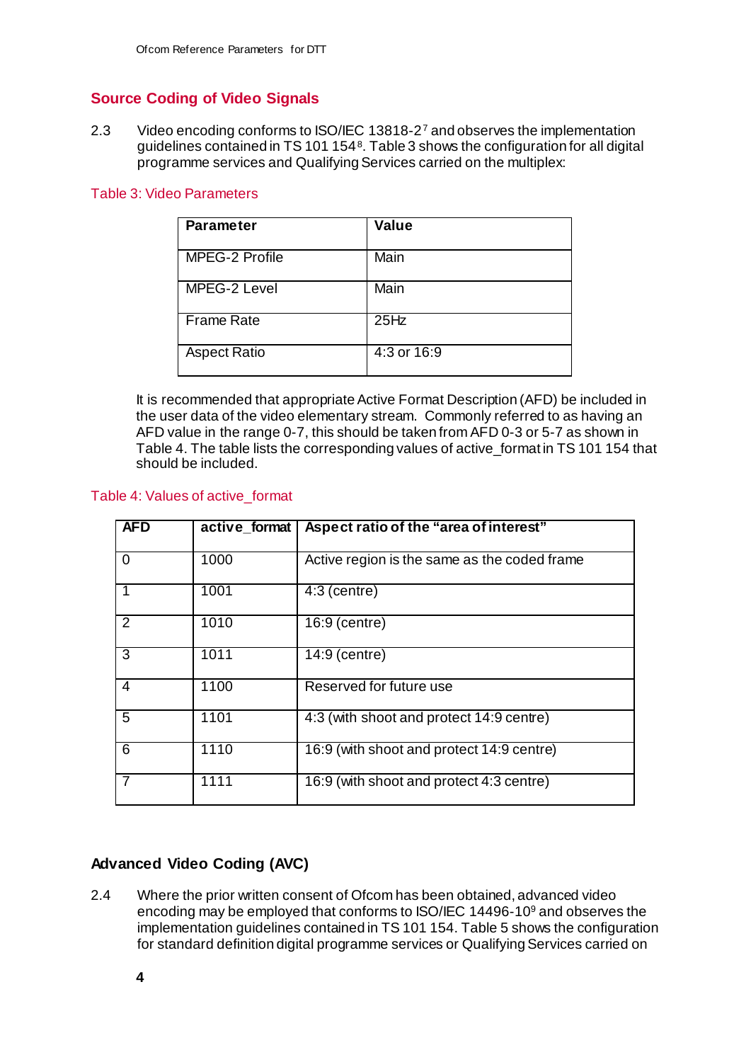## Source Coding of Video Signals

2.3 Video encoding conforms to ISO/IEC 13818-2[7] and observes the implementation guidelines contained in TS 101 154[8]. Table 3 shows the configuration for all digital programme services and Qualifying Services carried on the multiplex:

Table 3: Video Parameters

| Parameter | Value |
|---|---|
| MPEG-2 Profile | Main |
| MPEG-2 Level | Main |
| Frame Rate | 25Hz |
| Aspect Ratio | 4:3 or 16:9 |

It is recommended that appropriate Active Format Description (AFD) be included in the user data of the video elementary stream. Commonly referred to as having an AFD value in the range 0-7, this should be taken from AFD 0-3 or 5-7 as shown in Table 4. The table lists the corresponding values of active_format in TS 101 154 that should be included.

Table 4: Values of active_format

| AFD | active_format | Aspect ratio of the "area of interest" |
|---|---|---|
| 0 | 1000 | Active region is the same as the coded frame |
| 1 | 1001 | 4:3 (centre) |
| 2 | 1010 | 16:9 (centre) |
| 3 | 1011 | 14:9 (centre) |
| 4 | 1100 | Reserved for future use |
| 5 | 1101 | 4:3 (with shoot and protect 14:9 centre) |
| 6 | 1110 | 16:9 (with shoot and protect 14:9 centre) |
| 7 | 1111 | 16:9 (with shoot and protect 4:3 centre) |

### Advanced Video Coding (AVC)

2.4 Where the prior written consent of Ofcom has been obtained, advanced video encoding may be employed that conforms to ISO/IEC 14496-10[9] and observes the implementation guidelines contained in TS 101 154. Table 5 shows the configuration for standard definition digital programme services or Qualifying Services carried on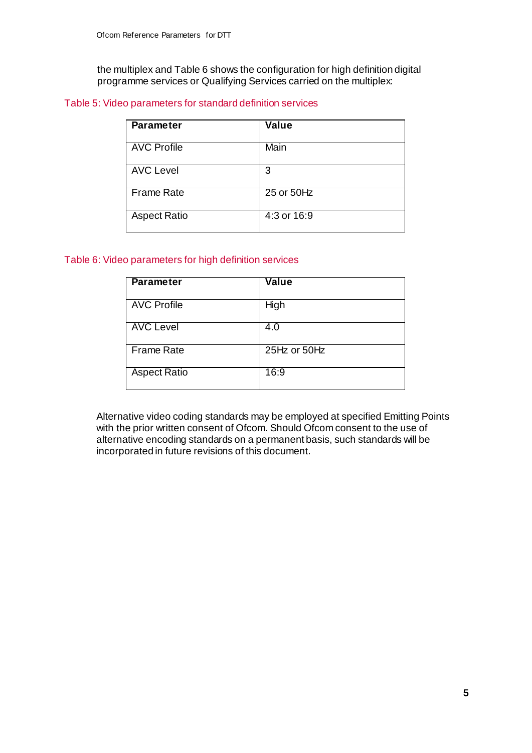the multiplex and Table 6 shows the configuration for high definition digital programme services or Qualifying Services carried on the multiplex:

Table 5: Video parameters for standard definition services

| Parameter | Value |
|---|---|
| AVC Profile | Main |
| AVC Level | 3 |
| Frame Rate | 25 or 50Hz |
| Aspect Ratio | 4:3 or 16:9 |

Table 6: Video parameters for high definition services

| Parameter | Value |
|---|---|
| AVC Profile | High |
| AVC Level | 4.0 |
| Frame Rate | 25Hz or 50Hz |
| Aspect Ratio | 16:9 |

Alternative video coding standards may be employed at specified Emitting Points with the prior written consent of Ofcom. Should Ofcom consent to the use of alternative encoding standards on a permanent basis, such standards will be incorporated in future revisions of this document.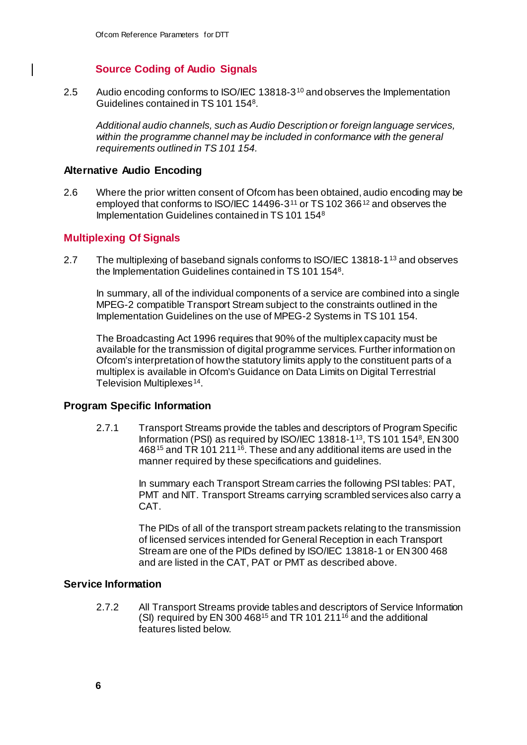### Source Coding of Audio Signals

2.5 Audio encoding conforms to ISO/IEC 13818-3[10] and observes the Implementation Guidelines contained in TS 101 154[8].

*Additional audio channels, such as Audio Description or foreign language services, within the programme channel may be included in conformance with the general requirements outlined in TS 101 154.*

### Alternative Audio Encoding

2.6 Where the prior written consent of Ofcom has been obtained, audio encoding may be employed that conforms to ISO/IEC 14496-3[11] or TS 102 366[12] and observes the Implementation Guidelines contained in TS 101 154[8]

### Multiplexing Of Signals

2.7 The multiplexing of baseband signals conforms to ISO/IEC 13818-1[13] and observes the Implementation Guidelines contained in TS 101 154[8].

In summary, all of the individual components of a service are combined into a single MPEG-2 compatible Transport Stream subject to the constraints outlined in the Implementation Guidelines on the use of MPEG-2 Systems in TS 101 154.

The Broadcasting Act 1996 requires that 90% of the multiplex capacity must be available for the transmission of digital programme services. Further information on Ofcom's interpretation of how the statutory limits apply to the constituent parts of a multiplex is available in Ofcom's Guidance on Data Limits on Digital Terrestrial Television Multiplexes[14].

### Program Specific Information

2.7.1 Transport Streams provide the tables and descriptors of Program Specific Information (PSI) as required by ISO/IEC 13818-1[13], TS 101 154[8], EN 300 468[15] and TR 101 211[16]. These and any additional items are used in the manner required by these specifications and guidelines.

In summary each Transport Stream carries the following PSI tables: PAT, PMT and NIT. Transport Streams carrying scrambled services also carry a CAT.

The PIDs of all of the transport stream packets relating to the transmission of licensed services intended for General Reception in each Transport Stream are one of the PIDs defined by ISO/IEC 13818-1 or EN 300 468 and are listed in the CAT, PAT or PMT as described above.

### Service Information

2.7.2 All Transport Streams provide tables and descriptors of Service Information (SI) required by EN 300 468[15] and TR 101 211[16] and the additional features listed below.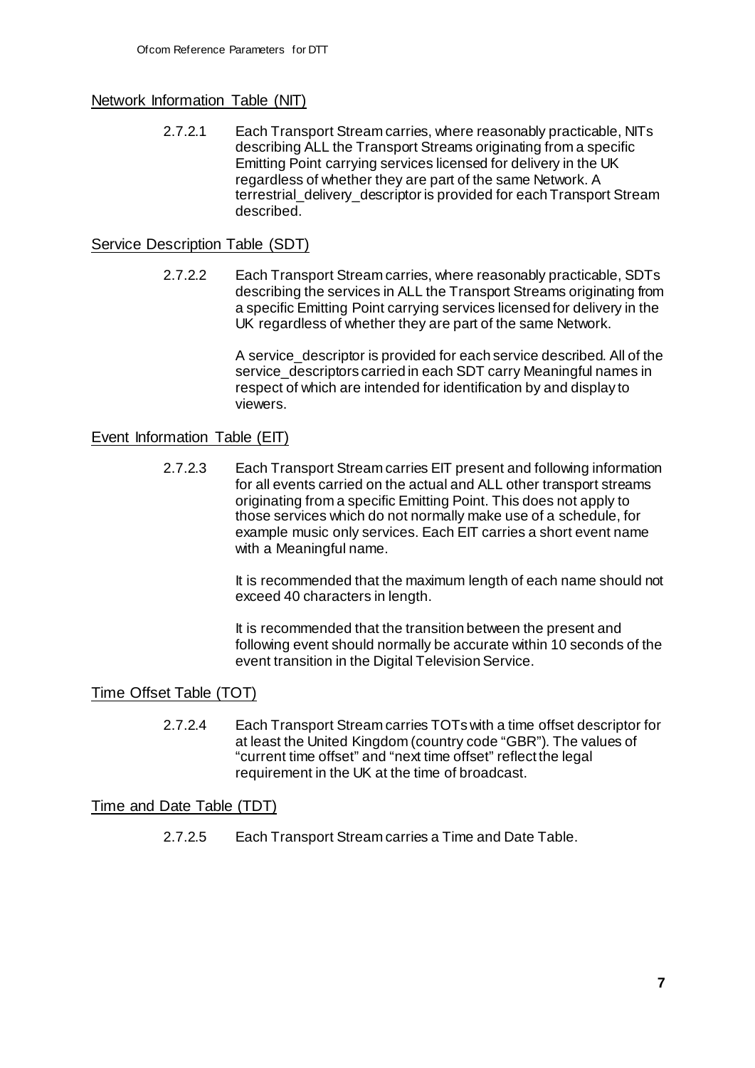## Network Information Table (NIT)

2.7.2.1 Each Transport Stream carries, where reasonably practicable, NITs describing ALL the Transport Streams originating from a specific Emitting Point carrying services licensed for delivery in the UK regardless of whether they are part of the same Network. A terrestrial_delivery_descriptor is provided for each Transport Stream described.

## Service Description Table (SDT)

2.7.2.2 Each Transport Stream carries, where reasonably practicable, SDTs describing the services in ALL the Transport Streams originating from a specific Emitting Point carrying services licensed for delivery in the UK regardless of whether they are part of the same Network.

A service_descriptor is provided for each service described. All of the service_descriptors carried in each SDT carry Meaningful names in respect of which are intended for identification by and display to viewers.

## Event Information Table (EIT)

2.7.2.3 Each Transport Stream carries EIT present and following information for all events carried on the actual and ALL other transport streams originating from a specific Emitting Point. This does not apply to those services which do not normally make use of a schedule, for example music only services. Each EIT carries a short event name with a Meaningful name.

It is recommended that the maximum length of each name should not exceed 40 characters in length.

It is recommended that the transition between the present and following event should normally be accurate within 10 seconds of the event transition in the Digital Television Service.

## Time Offset Table (TOT)

2.7.2.4 Each Transport Stream carries TOTs with a time offset descriptor for at least the United Kingdom (country code "GBR"). The values of "current time offset" and "next time offset" reflect the legal requirement in the UK at the time of broadcast.

## Time and Date Table (TDT)

2.7.2.5 Each Transport Stream carries a Time and Date Table.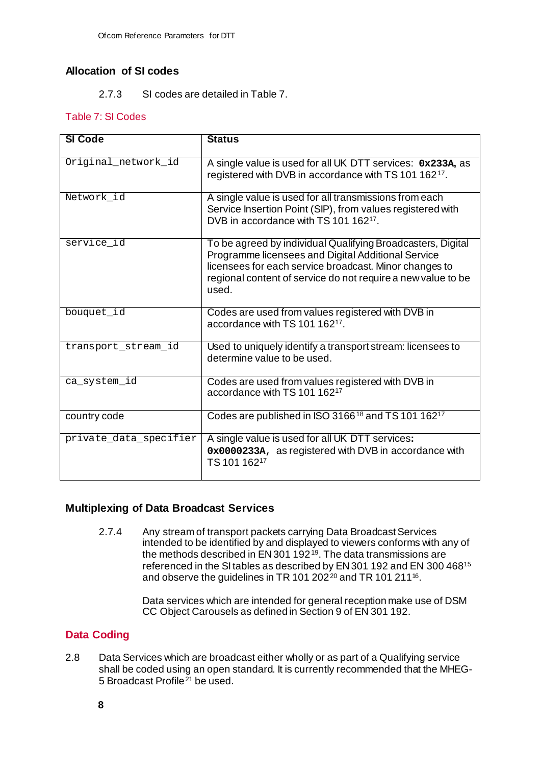### Allocation of SI codes

2.7.3 SI codes are detailed in Table 7.

Table 7: SI Codes

| SI Code | Status |
|---|---|
| `Original_network_id` | A single value is used for all UK DTT services: **0x233A**, as registered with DVB in accordance with TS 101 162[17]. |
| `Network_id` | A single value is used for all transmissions from each Service Insertion Point (SIP), from values registered with DVB in accordance with TS 101 162[17]. |
| `service_id` | To be agreed by individual Qualifying Broadcasters, Digital Programme licensees and Digital Additional Service licensees for each service broadcast. Minor changes to regional content of service do not require a new value to be used. |
| `bouquet_id` | Codes are used from values registered with DVB in accordance with TS 101 162[17]. |
| `transport_stream_id` | Used to uniquely identify a transport stream: licensees to determine value to be used. |
| `ca_system_id` | Codes are used from values registered with DVB in accordance with TS 101 162[17] |
| country code | Codes are published in ISO 3166[18] and TS 101 162[17] |
| `private_data_specifier` | A single value is used for all UK DTT services: **0x0000233A**, as registered with DVB in accordance with TS 101 162[17] |

### Multiplexing of Data Broadcast Services

2.7.4 Any stream of transport packets carrying Data Broadcast Services intended to be identified by and displayed to viewers conforms with any of the methods described in EN 301 192[19]. The data transmissions are referenced in the SI tables as described by EN 301 192 and EN 300 468[15] and observe the guidelines in TR 101 202[20] and TR 101 211[16].

Data services which are intended for general reception make use of DSM CC Object Carousels as defined in Section 9 of EN 301 192.

## Data Coding

2.8 Data Services which are broadcast either wholly or as part of a Qualifying service shall be coded using an open standard. It is currently recommended that the MHEG-5 Broadcast Profile[21] be used.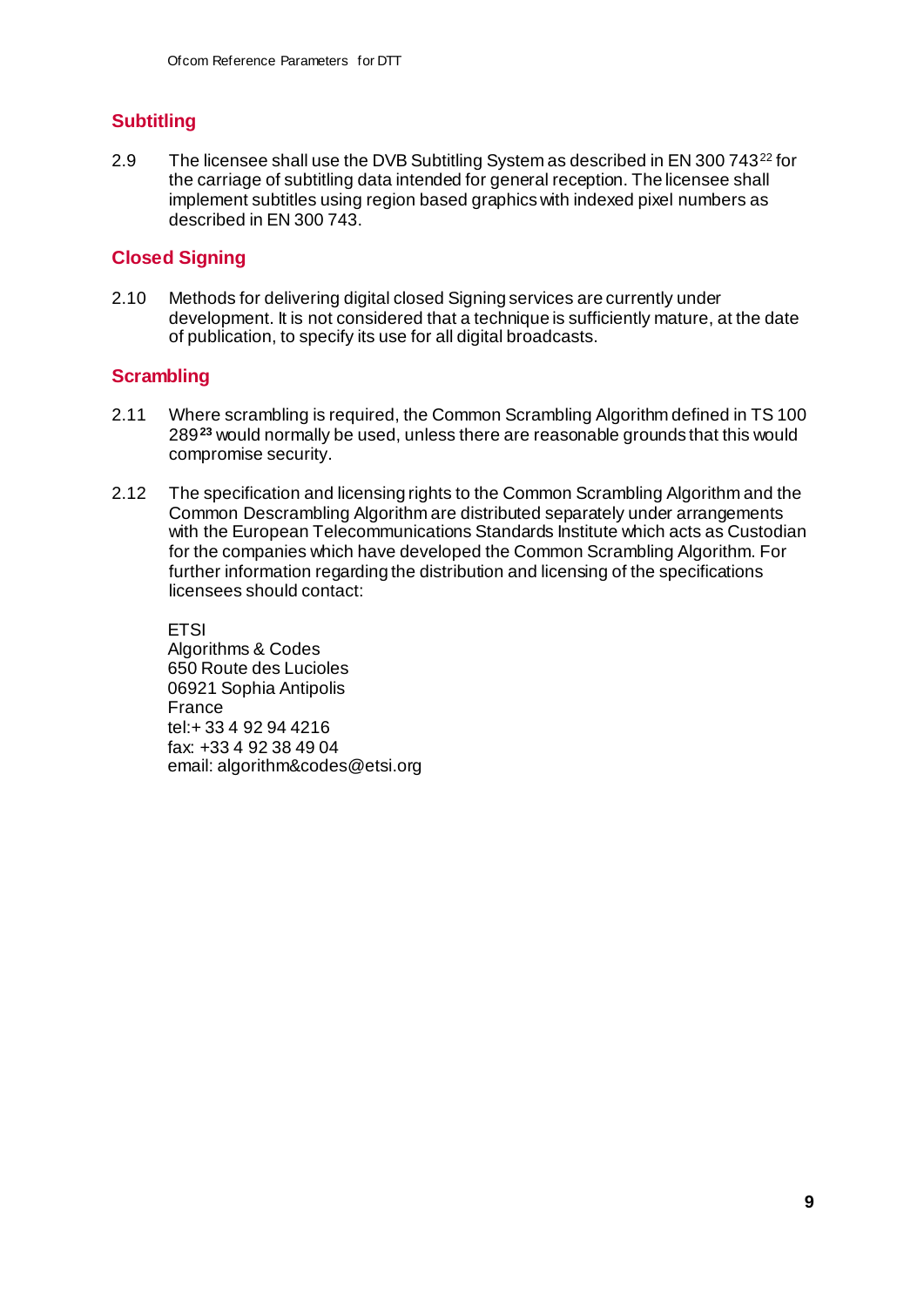## Subtitling

2.9 The licensee shall use the DVB Subtitling System as described in EN 300 743[22] for the carriage of subtitling data intended for general reception. The licensee shall implement subtitles using region based graphics with indexed pixel numbers as described in EN 300 743.

## Closed Signing

2.10 Methods for delivering digital closed Signing services are currently under development. It is not considered that a technique is sufficiently mature, at the date of publication, to specify its use for all digital broadcasts.

## Scrambling

2.11 Where scrambling is required, the Common Scrambling Algorithm defined in TS 100 289[23] would normally be used, unless there are reasonable grounds that this would compromise security.

2.12 The specification and licensing rights to the Common Scrambling Algorithm and the Common Descrambling Algorithm are distributed separately under arrangements with the European Telecommunications Standards Institute which acts as Custodian for the companies which have developed the Common Scrambling Algorithm. For further information regarding the distribution and licensing of the specifications licensees should contact:

ETSI
Algorithms & Codes
650 Route des Lucioles
06921 Sophia Antipolis
France
tel:+ 33 4 92 94 4216
fax: +33 4 92 38 49 04
email: algorithm&codes@etsi.org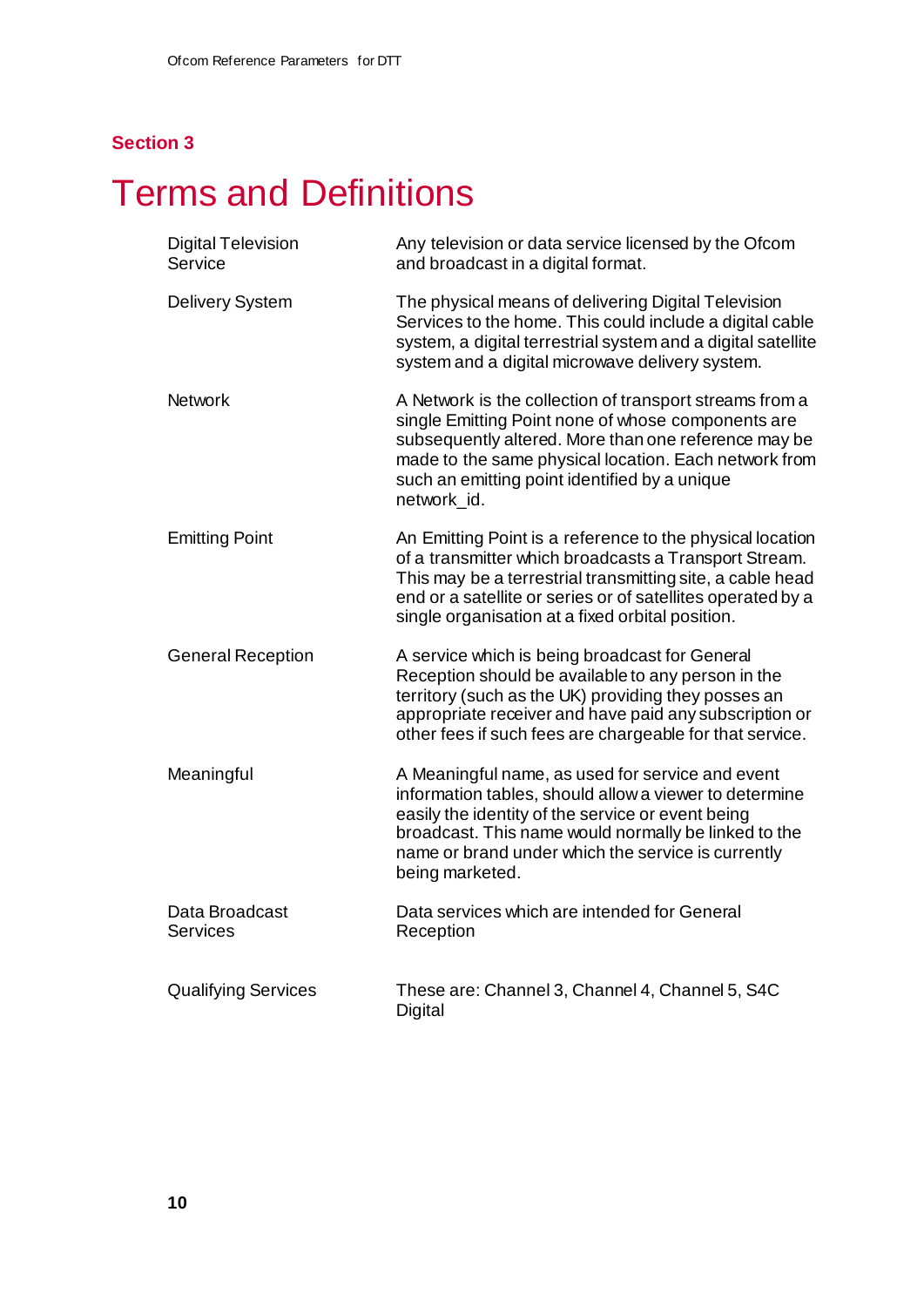## Section 3

# Terms and Definitions

| | |
|---|---|
| Digital Television Service | Any television or data service licensed by the Ofcom and broadcast in a digital format. |
| Delivery System | The physical means of delivering Digital Television Services to the home. This could include a digital cable system, a digital terrestrial system and a digital satellite system and a digital microwave delivery system. |
| Network | A Network is the collection of transport streams from a single Emitting Point none of whose components are subsequently altered. More than one reference may be made to the same physical location. Each network from such an emitting point identified by a unique network_id. |
| Emitting Point | An Emitting Point is a reference to the physical location of a transmitter which broadcasts a Transport Stream. This may be a terrestrial transmitting site, a cable head end or a satellite or series or of satellites operated by a single organisation at a fixed orbital position. |
| General Reception | A service which is being broadcast for General Reception should be available to any person in the territory (such as the UK) providing they posses an appropriate receiver and have paid any subscription or other fees if such fees are chargeable for that service. |
| Meaningful | A Meaningful name, as used for service and event information tables, should allow a viewer to determine easily the identity of the service or event being broadcast. This name would normally be linked to the name or brand under which the service is currently being marketed. |
| Data Broadcast Services | Data services which are intended for General Reception |
| Qualifying Services | These are: Channel 3, Channel 4, Channel 5, S4C Digital |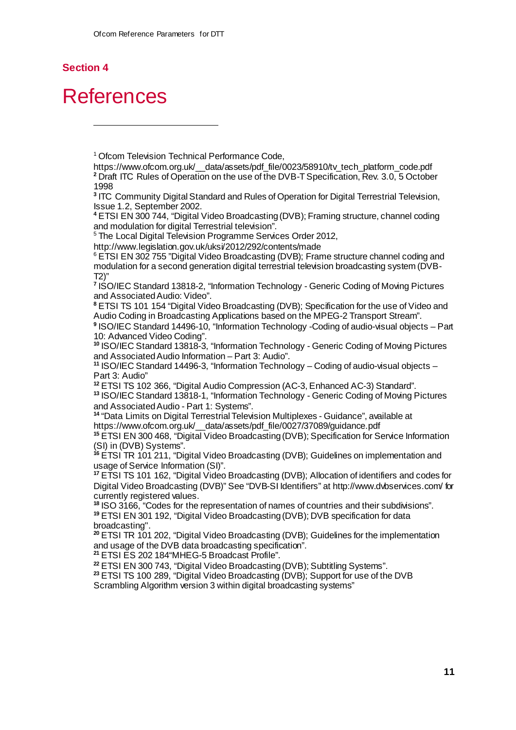## Section 4

# References

[1] Ofcom Television Technical Performance Code, https://www.ofcom.org.uk/__data/assets/pdf_file/0023/58910/tv_tech_platform_code.pdf

[2] Draft ITC Rules of Operation on the use of the DVB-T Specification, Rev. 3.0, 5 October 1998

[3] ITC Community Digital Standard and Rules of Operation for Digital Terrestrial Television, Issue 1.2, September 2002.

[4] ETSI EN 300 744, "Digital Video Broadcasting (DVB); Framing structure, channel coding and modulation for digital Terrestrial television".

[5] The Local Digital Television Programme Services Order 2012, http://www.legislation.gov.uk/uksi/2012/292/contents/made

[6] ETSI EN 302 755 "Digital Video Broadcasting (DVB); Frame structure channel coding and modulation for a second generation digital terrestrial television broadcasting system (DVB-T2)"

[7] ISO/IEC Standard 13818-2, "Information Technology - Generic Coding of Moving Pictures and Associated Audio: Video".

[8] ETSI TS 101 154 "Digital Video Broadcasting (DVB); Specification for the use of Video and Audio Coding in Broadcasting Applications based on the MPEG-2 Transport Stream".

[9] ISO/IEC Standard 14496-10, "Information Technology -Coding of audio-visual objects – Part 10: Advanced Video Coding".

[10] ISO/IEC Standard 13818-3, "Information Technology - Generic Coding of Moving Pictures and Associated Audio Information – Part 3: Audio".

[11] ISO/IEC Standard 14496-3, "Information Technology – Coding of audio-visual objects – Part 3: Audio"

[12] ETSI TS 102 366, "Digital Audio Compression (AC-3, Enhanced AC-3) Standard".

[13] ISO/IEC Standard 13818-1, "Information Technology - Generic Coding of Moving Pictures and Associated Audio - Part 1: Systems".

[14] "Data Limits on Digital Terrestrial Television Multiplexes - Guidance", available at https://www.ofcom.org.uk/__data/assets/pdf_file/0027/37089/guidance.pdf

[15] ETSI EN 300 468, "Digital Video Broadcasting (DVB); Specification for Service Information (SI) in (DVB) Systems".

[16] ETSI TR 101 211, "Digital Video Broadcasting (DVB); Guidelines on implementation and usage of Service Information (SI)".

[17] ETSI TS 101 162, "Digital Video Broadcasting (DVB); Allocation of identifiers and codes for Digital Video Broadcasting (DVB)" See "DVB-SI Identifiers" at http://www.dvbservices.com/ for currently registered values.

[18] ISO 3166, "Codes for the representation of names of countries and their subdivisions".

[19] ETSI EN 301 192, "Digital Video Broadcasting (DVB); DVB specification for data broadcasting".

[20] ETSI TR 101 202, "Digital Video Broadcasting (DVB); Guidelines for the implementation and usage of the DVB data broadcasting specification".

[21] ETSI ES 202 184"MHEG-5 Broadcast Profile".

[22] ETSI EN 300 743, "Digital Video Broadcasting (DVB); Subtitling Systems".

[23] ETSI TS 100 289, "Digital Video Broadcasting (DVB); Support for use of the DVB Scrambling Algorithm version 3 within digital broadcasting systems"